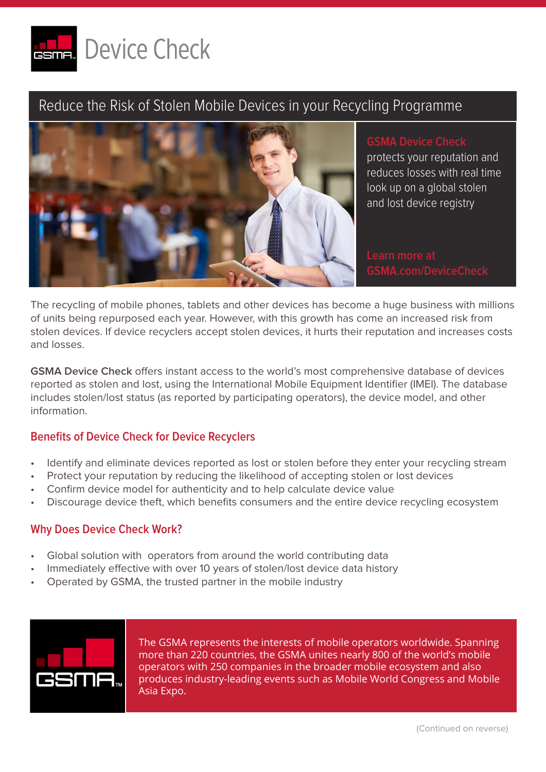# Device Check

## Reduce the Risk of Stolen Mobile Devices in your Recycling Programme

**GSMA Device Check** protects your reputation and reduces losses with real time look up on a global stolen and lost device registry

Learn more at GSMA.com/DeviceCheck

The recycling of mobile phones, tablets and other devices has become a huge business with millions of units being repurposed each year. However, with this growth has come an increased risk from stolen devices. If device recyclers accept stolen devices, it hurts their reputation and increases costs and losses.

**GSMA Device Check** offers instant access to the world's most comprehensive database of devices reported as stolen and lost, using the International Mobile Equipment Identifier (IMEI). The database includes stolen/lost status (as reported by participating operators), the device model, and other information.

### Benefits of Device Check for Device Recyclers

- Identify and eliminate devices reported as lost or stolen before they enter your recycling stream
- Protect your reputation by reducing the likelihood of accepting stolen or lost devices
- Confirm device model for authenticity and to help calculate device value
- Discourage device theft, which benefits consumers and the entire device recycling ecosystem

### Why Does Device Check Work?

- Global solution with operators from around the world contributing data
- Immediately effective with over 10 years of stolen/lost device data history
- Operated by GSMA, the trusted partner in the mobile industry

The GSMA represents the interests of mobile operators worldwide. Spanning more than 220 countries, the GSMA unites nearly 800 of the world's mobile operators with 250 companies in the broader mobile ecosystem and also produces industry-leading events such as Mobile World Congress and Mobile Asia Expo.

(Continued on reverse)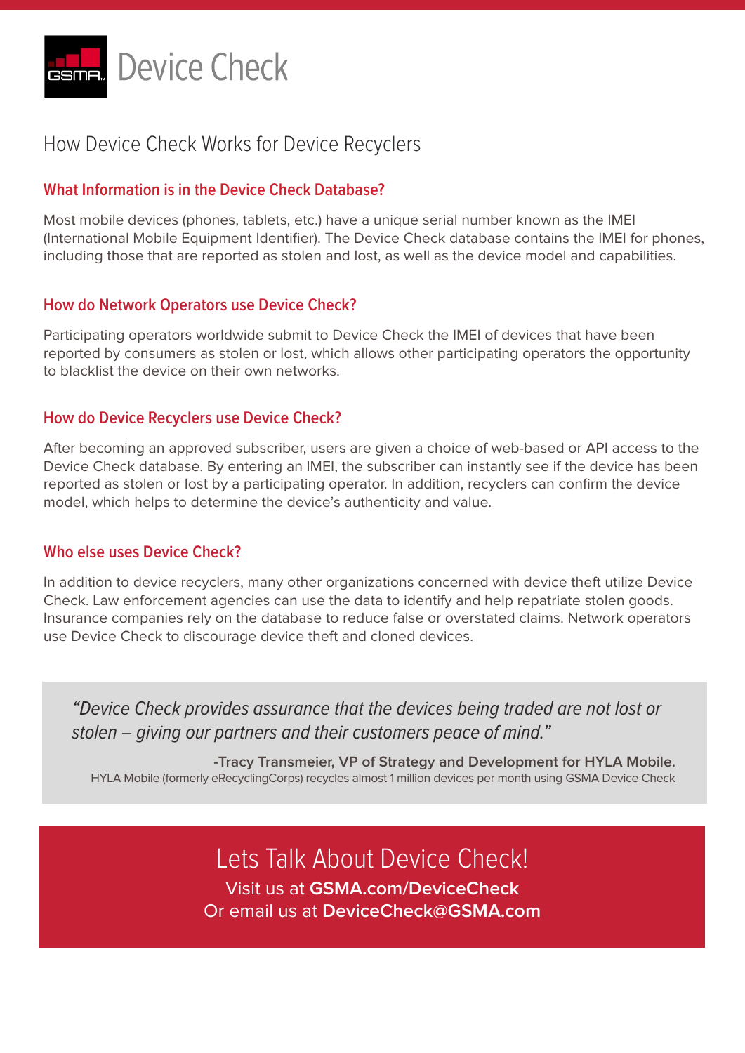# Device Check

## How Device Check Works for Device Recyclers

### What Information is in the Device Check Database?

Most mobile devices (phones, tablets, etc.) have a unique serial number known as the IMEI (International Mobile Equipment Identifier). The Device Check database contains the IMEI for phones, including those that are reported as stolen and lost, as well as the device model and capabilities.

### How do Network Operators use Device Check?

Participating operators worldwide submit to Device Check the IMEI of devices that have been reported by consumers as stolen or lost, which allows other participating operators the opportunity to blacklist the device on their own networks.

### How do Device Recyclers use Device Check?

After becoming an approved subscriber, users are given a choice of web-based or API access to the Device Check database. By entering an IMEI, the subscriber can instantly see if the device has been reported as stolen or lost by a participating operator. In addition, recyclers can confirm the device model, which helps to determine the device's authenticity and value.

### Who else uses Device Check?

In addition to device recyclers, many other organizations concerned with device theft utilize Device Check. Law enforcement agencies can use the data to identify and help repatriate stolen goods. Insurance companies rely on the database to reduce false or overstated claims. Network operators use Device Check to discourage device theft and cloned devices.

> *"Device Check provides assurance that the devices being traded are not lost or stolen – giving our partners and their customers peace of mind."*
>
> **-Tracy Transmeier, VP of Strategy and Development for HYLA Mobile.**
>
> HYLA Mobile (formerly eRecyclingCorps) recycles almost 1 million devices per month using GSMA Device Check

## Lets Talk About Device Check!

Visit us at **GSMA.com/DeviceCheck**

Or email us at **DeviceCheck@GSMA.com**